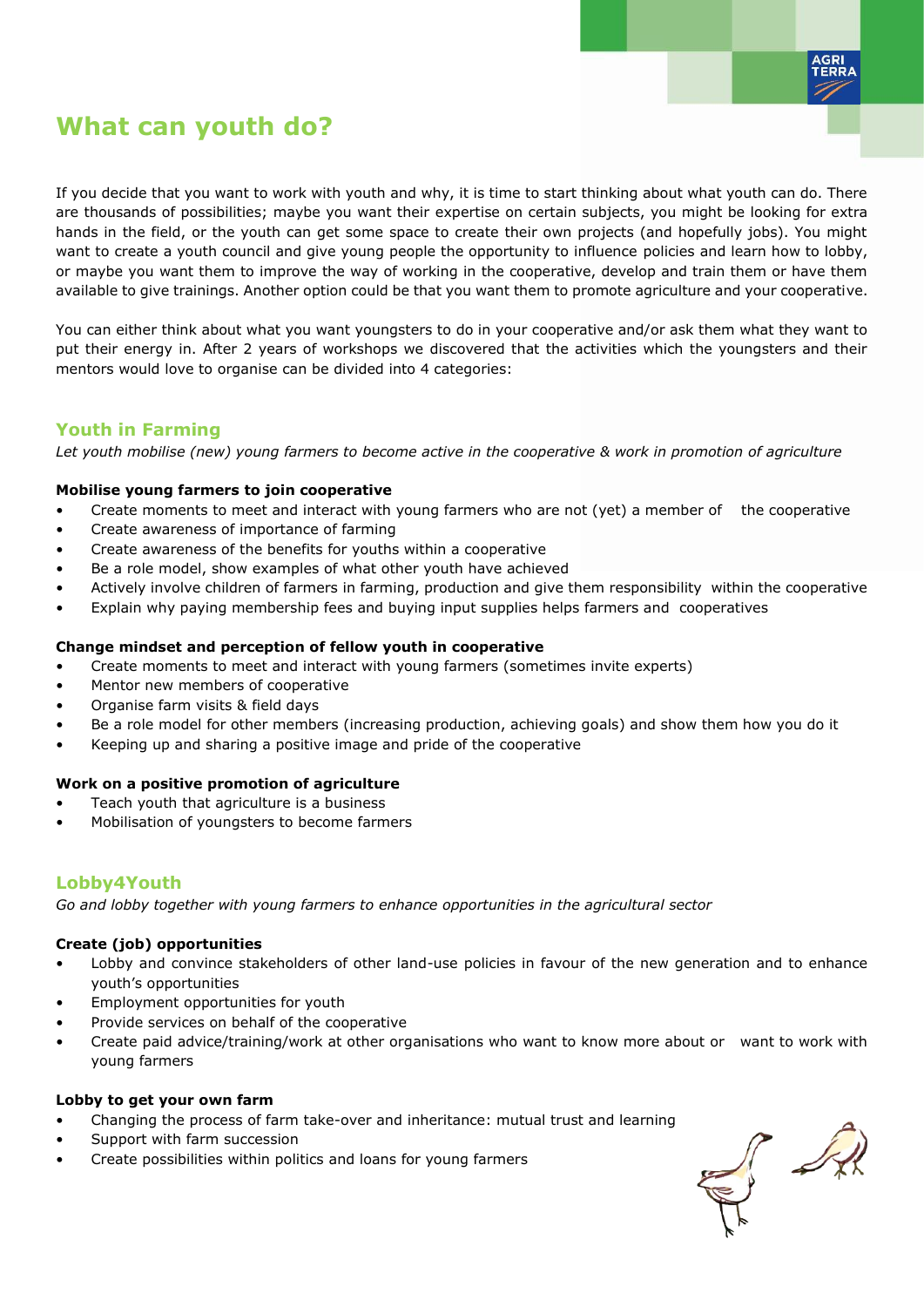# What can youth do?

If you decide that you want to work with youth and why, it is time to start thinking about what youth can do. There are thousands of possibilities; maybe you want their expertise on certain subjects, you might be looking for extra hands in the field, or the youth can get some space to create their own projects (and hopefully jobs). You might want to create a youth council and give young people the opportunity to influence policies and learn how to lobby, or maybe you want them to improve the way of working in the cooperative, develop and train them or have them available to give trainings. Another option could be that you want them to promote agriculture and your cooperative.

You can either think about what you want youngsters to do in your cooperative and/or ask them what they want to put their energy in. After 2 years of workshops we discovered that the activities which the youngsters and their mentors would love to organise can be divided into 4 categories:

## Youth in Farming

*Let youth mobilise (new) young farmers to become active in the cooperative & work in promotion of agriculture*

**Mobilise young farmers to join cooperative**

- Create moments to meet and interact with young farmers who are not (yet) a member of the cooperative
- Create awareness of importance of farming
- Create awareness of the benefits for youths within a cooperative
- Be a role model, show examples of what other youth have achieved
- Actively involve children of farmers in farming, production and give them responsibility within the cooperative
- Explain why paying membership fees and buying input supplies helps farmers and cooperatives

**Change mindset and perception of fellow youth in cooperative**

- Create moments to meet and interact with young farmers (sometimes invite experts)
- Mentor new members of cooperative
- Organise farm visits & field days
- Be a role model for other members (increasing production, achieving goals) and show them how you do it
- Keeping up and sharing a positive image and pride of the cooperative

**Work on a positive promotion of agriculture**

- Teach youth that agriculture is a business
- Mobilisation of youngsters to become farmers

## Lobby4Youth

*Go and lobby together with young farmers to enhance opportunities in the agricultural sector*

**Create (job) opportunities**

- Lobby and convince stakeholders of other land-use policies in favour of the new generation and to enhance youth's opportunities
- Employment opportunities for youth
- Provide services on behalf of the cooperative
- Create paid advice/training/work at other organisations who want to know more about or want to work with young farmers

**Lobby to get your own farm**

- Changing the process of farm take-over and inheritance: mutual trust and learning
- Support with farm succession
- Create possibilities within politics and loans for young farmers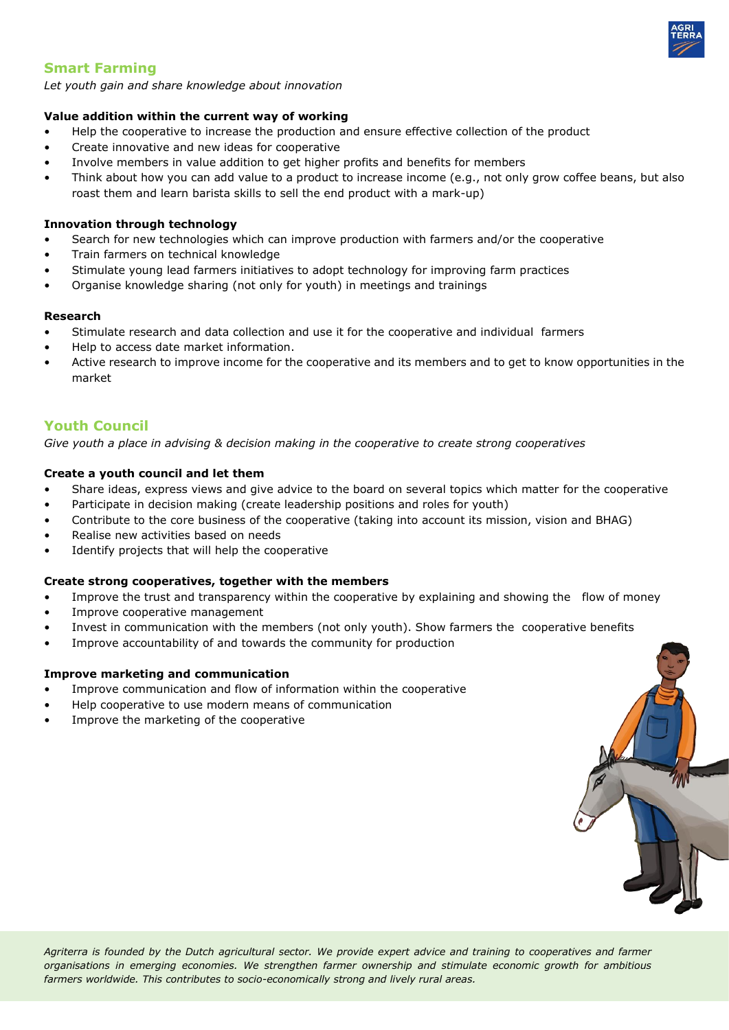## Smart Farming

*Let youth gain and share knowledge about innovation*

**Value addition within the current way of working**

- Help the cooperative to increase the production and ensure effective collection of the product
- Create innovative and new ideas for cooperative
- Involve members in value addition to get higher profits and benefits for members
- Think about how you can add value to a product to increase income (e.g., not only grow coffee beans, but also roast them and learn barista skills to sell the end product with a mark-up)

**Innovation through technology**

- Search for new technologies which can improve production with farmers and/or the cooperative
- Train farmers on technical knowledge
- Stimulate young lead farmers initiatives to adopt technology for improving farm practices
- Organise knowledge sharing (not only for youth) in meetings and trainings

**Research**

- Stimulate research and data collection and use it for the cooperative and individual farmers
- Help to access date market information.
- Active research to improve income for the cooperative and its members and to get to know opportunities in the market

## Youth Council

*Give youth a place in advising & decision making in the cooperative to create strong cooperatives*

**Create a youth council and let them**

- Share ideas, express views and give advice to the board on several topics which matter for the cooperative
- Participate in decision making (create leadership positions and roles for youth)
- Contribute to the core business of the cooperative (taking into account its mission, vision and BHAG)
- Realise new activities based on needs
- Identify projects that will help the cooperative

**Create strong cooperatives, together with the members**

- Improve the trust and transparency within the cooperative by explaining and showing the flow of money
- Improve cooperative management
- Invest in communication with the members (not only youth). Show farmers the cooperative benefits
- Improve accountability of and towards the community for production

**Improve marketing and communication**

- Improve communication and flow of information within the cooperative
- Help cooperative to use modern means of communication
- Improve the marketing of the cooperative

*Agriterra is founded by the Dutch agricultural sector. We provide expert advice and training to cooperatives and farmer organisations in emerging economies. We strengthen farmer ownership and stimulate economic growth for ambitious farmers worldwide. This contributes to socio-economically strong and lively rural areas.*